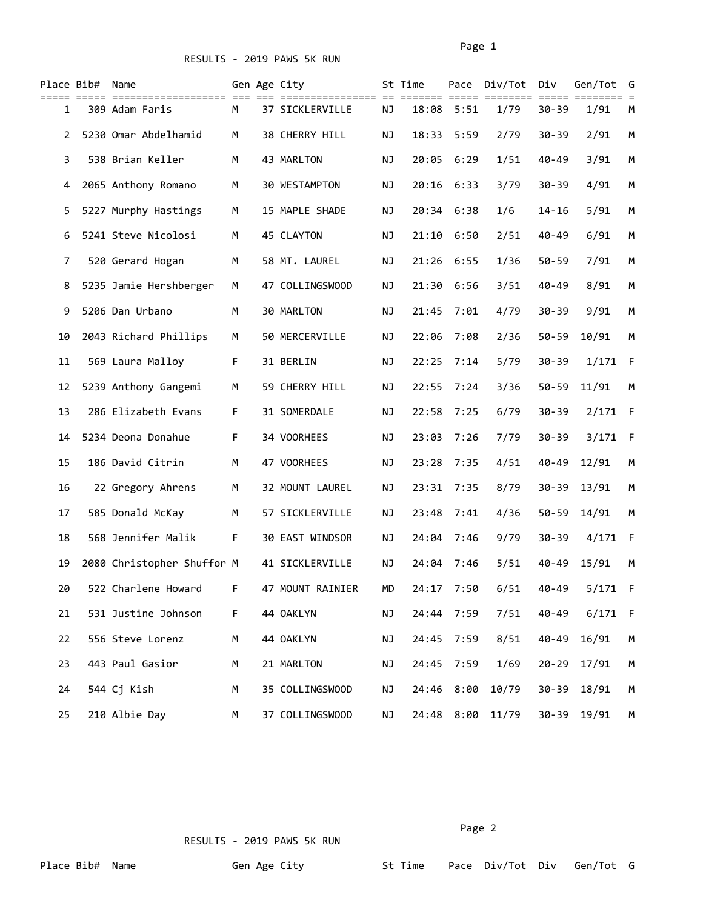# RESULTS - 2019 PAWS 5K RUN

| Place | Bib# | Name | Gen | Age | City | St | Time | Pace | Div/Tot | Div | Gen/Tot | G |
|---|---|---|---|---|---|---|---|---|---|---|---|---|
| 1 | 309 | Adam Faris | M | 37 | SICKLERVILLE | NJ | 18:08 | 5:51 | 1/79 | 30-39 | 1/91 | M |
| 2 | 5230 | Omar Abdelhamid | M | 38 | CHERRY HILL | NJ | 18:33 | 5:59 | 2/79 | 30-39 | 2/91 | M |
| 3 | 538 | Brian Keller | M | 43 | MARLTON | NJ | 20:05 | 6:29 | 1/51 | 40-49 | 3/91 | M |
| 4 | 2065 | Anthony Romano | M | 30 | WESTAMPTON | NJ | 20:16 | 6:33 | 3/79 | 30-39 | 4/91 | M |
| 5 | 5227 | Murphy Hastings | M | 15 | MAPLE SHADE | NJ | 20:34 | 6:38 | 1/6 | 14-16 | 5/91 | M |
| 6 | 5241 | Steve Nicolosi | M | 45 | CLAYTON | NJ | 21:10 | 6:50 | 2/51 | 40-49 | 6/91 | M |
| 7 | 520 | Gerard Hogan | M | 58 | MT. LAUREL | NJ | 21:26 | 6:55 | 1/36 | 50-59 | 7/91 | M |
| 8 | 5235 | Jamie Hershberger | M | 47 | COLLINGSWOOD | NJ | 21:30 | 6:56 | 3/51 | 40-49 | 8/91 | M |
| 9 | 5206 | Dan Urbano | M | 30 | MARLTON | NJ | 21:45 | 7:01 | 4/79 | 30-39 | 9/91 | M |
| 10 | 2043 | Richard Phillips | M | 50 | MERCERVILLE | NJ | 22:06 | 7:08 | 2/36 | 50-59 | 10/91 | M |
| 11 | 569 | Laura Malloy | F | 31 | BERLIN | NJ | 22:25 | 7:14 | 5/79 | 30-39 | 1/171 | F |
| 12 | 5239 | Anthony Gangemi | M | 59 | CHERRY HILL | NJ | 22:55 | 7:24 | 3/36 | 50-59 | 11/91 | M |
| 13 | 286 | Elizabeth Evans | F | 31 | SOMERDALE | NJ | 22:58 | 7:25 | 6/79 | 30-39 | 2/171 | F |
| 14 | 5234 | Deona Donahue | F | 34 | VOORHEES | NJ | 23:03 | 7:26 | 7/79 | 30-39 | 3/171 | F |
| 15 | 186 | David Citrin | M | 47 | VOORHEES | NJ | 23:28 | 7:35 | 4/51 | 40-49 | 12/91 | M |
| 16 | 22 | Gregory Ahrens | M | 32 | MOUNT LAUREL | NJ | 23:31 | 7:35 | 8/79 | 30-39 | 13/91 | M |
| 17 | 585 | Donald McKay | M | 57 | SICKLERVILLE | NJ | 23:48 | 7:41 | 4/36 | 50-59 | 14/91 | M |
| 18 | 568 | Jennifer Malik | F | 30 | EAST WINDSOR | NJ | 24:04 | 7:46 | 9/79 | 30-39 | 4/171 | F |
| 19 | 2080 | Christopher Shuffor | M | 41 | SICKLERVILLE | NJ | 24:04 | 7:46 | 5/51 | 40-49 | 15/91 | M |
| 20 | 522 | Charlene Howard | F | 47 | MOUNT RAINIER | MD | 24:17 | 7:50 | 6/51 | 40-49 | 5/171 | F |
| 21 | 531 | Justine Johnson | F | 44 | OAKLYN | NJ | 24:44 | 7:59 | 7/51 | 40-49 | 6/171 | F |
| 22 | 556 | Steve Lorenz | M | 44 | OAKLYN | NJ | 24:45 | 7:59 | 8/51 | 40-49 | 16/91 | M |
| 23 | 443 | Paul Gasior | M | 21 | MARLTON | NJ | 24:45 | 7:59 | 1/69 | 20-29 | 17/91 | M |
| 24 | 544 | Cj Kish | M | 35 | COLLINGSWOOD | NJ | 24:46 | 8:00 | 10/79 | 30-39 | 18/91 | M |
| 25 | 210 | Albie Day | M | 37 | COLLINGSWOOD | NJ | 24:48 | 8:00 | 11/79 | 30-39 | 19/91 | M |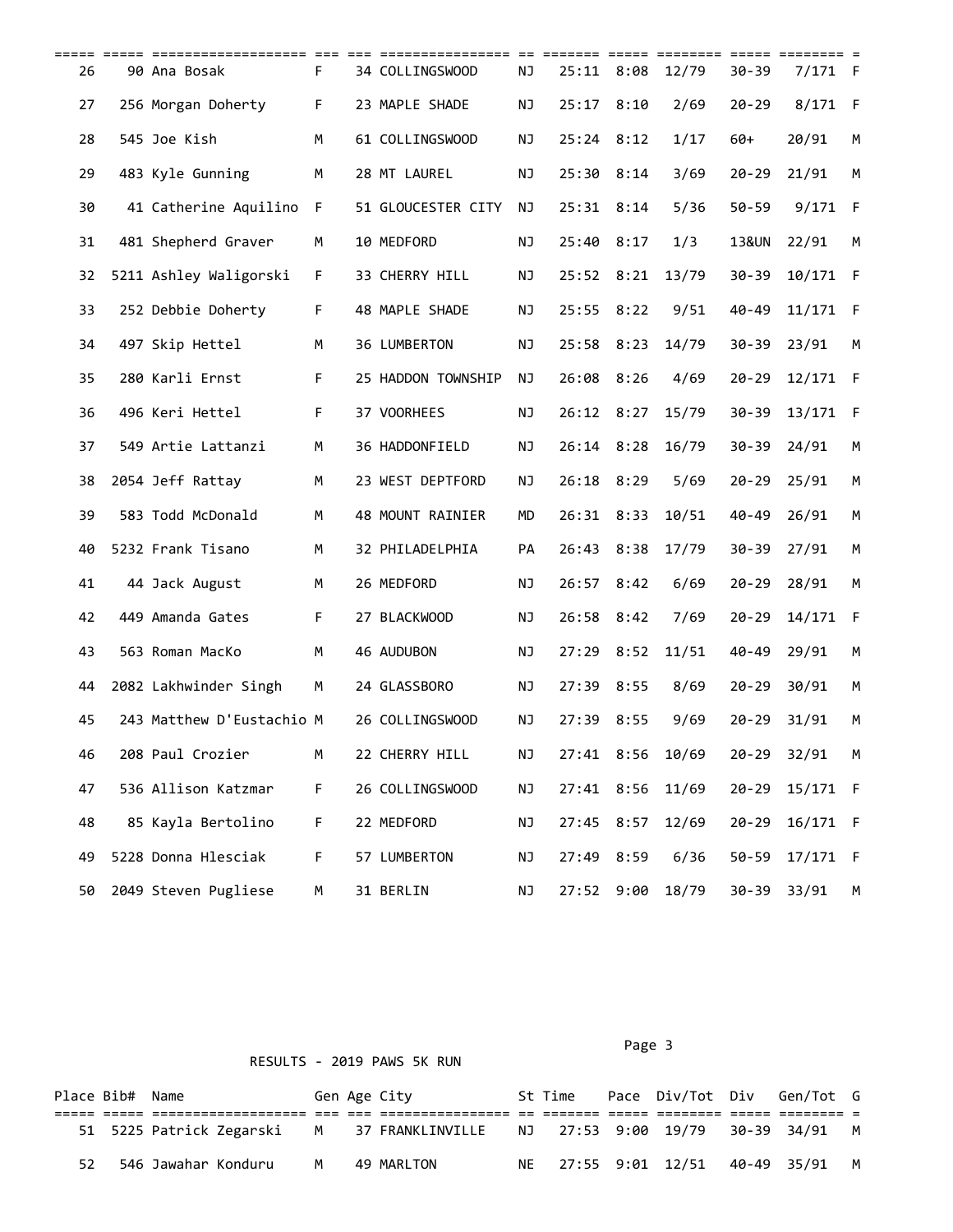| Place | Bib# | Name | Gen | Age | City | St | Time | Pace | Div/Tot | Div | Gen/Tot | G |
|---|---|---|---|---|---|---|---|---|---|---|---|---|
| 26 | 90 | Ana Bosak | F | 34 | COLLINGSWOOD | NJ | 25:11 | 8:08 | 12/79 | 30-39 | 7/171 | F |
| 27 | 256 | Morgan Doherty | F | 23 | MAPLE SHADE | NJ | 25:17 | 8:10 | 2/69 | 20-29 | 8/171 | F |
| 28 | 545 | Joe Kish | M | 61 | COLLINGSWOOD | NJ | 25:24 | 8:12 | 1/17 | 60+ | 20/91 | M |
| 29 | 483 | Kyle Gunning | M | 28 | MT LAUREL | NJ | 25:30 | 8:14 | 3/69 | 20-29 | 21/91 | M |
| 30 | 41 | Catherine Aquilino | F | 51 | GLOUCESTER CITY | NJ | 25:31 | 8:14 | 5/36 | 50-59 | 9/171 | F |
| 31 | 481 | Shepherd Graver | M | 10 | MEDFORD | NJ | 25:40 | 8:17 | 1/3 | 13&UN | 22/91 | M |
| 32 | 5211 | Ashley Waligorski | F | 33 | CHERRY HILL | NJ | 25:52 | 8:21 | 13/79 | 30-39 | 10/171 | F |
| 33 | 252 | Debbie Doherty | F | 48 | MAPLE SHADE | NJ | 25:55 | 8:22 | 9/51 | 40-49 | 11/171 | F |
| 34 | 497 | Skip Hettel | M | 36 | LUMBERTON | NJ | 25:58 | 8:23 | 14/79 | 30-39 | 23/91 | M |
| 35 | 280 | Karli Ernst | F | 25 | HADDON TOWNSHIP | NJ | 26:08 | 8:26 | 4/69 | 20-29 | 12/171 | F |
| 36 | 496 | Keri Hettel | F | 37 | VOORHEES | NJ | 26:12 | 8:27 | 15/79 | 30-39 | 13/171 | F |
| 37 | 549 | Artie Lattanzi | M | 36 | HADDONFIELD | NJ | 26:14 | 8:28 | 16/79 | 30-39 | 24/91 | M |
| 38 | 2054 | Jeff Rattay | M | 23 | WEST DEPTFORD | NJ | 26:18 | 8:29 | 5/69 | 20-29 | 25/91 | M |
| 39 | 583 | Todd McDonald | M | 48 | MOUNT RAINIER | MD | 26:31 | 8:33 | 10/51 | 40-49 | 26/91 | M |
| 40 | 5232 | Frank Tisano | M | 32 | PHILADELPHIA | PA | 26:43 | 8:38 | 17/79 | 30-39 | 27/91 | M |
| 41 | 44 | Jack August | M | 26 | MEDFORD | NJ | 26:57 | 8:42 | 6/69 | 20-29 | 28/91 | M |
| 42 | 449 | Amanda Gates | F | 27 | BLACKWOOD | NJ | 26:58 | 8:42 | 7/69 | 20-29 | 14/171 | F |
| 43 | 563 | Roman MacKo | M | 46 | AUDUBON | NJ | 27:29 | 8:52 | 11/51 | 40-49 | 29/91 | M |
| 44 | 2082 | Lakhwinder Singh | M | 24 | GLASSBORO | NJ | 27:39 | 8:55 | 8/69 | 20-29 | 30/91 | M |
| 45 | 243 | Matthew D'Eustachio | M | 26 | COLLINGSWOOD | NJ | 27:39 | 8:55 | 9/69 | 20-29 | 31/91 | M |
| 46 | 208 | Paul Crozier | M | 22 | CHERRY HILL | NJ | 27:41 | 8:56 | 10/69 | 20-29 | 32/91 | M |
| 47 | 536 | Allison Katzmar | F | 26 | COLLINGSWOOD | NJ | 27:41 | 8:56 | 11/69 | 20-29 | 15/171 | F |
| 48 | 85 | Kayla Bertolino | F | 22 | MEDFORD | NJ | 27:45 | 8:57 | 12/69 | 20-29 | 16/171 | F |
| 49 | 5228 | Donna Hlesciak | F | 57 | LUMBERTON | NJ | 27:49 | 8:59 | 6/36 | 50-59 | 17/171 | F |
| 50 | 2049 | Steven Pugliese | M | 31 | BERLIN | NJ | 27:52 | 9:00 | 18/79 | 30-39 | 33/91 | M |

RESULTS - 2019 PAWS 5K RUN

| Place | Bib# | Name | Gen | Age | City | St | Time | Pace | Div/Tot | Div | Gen/Tot | G |
|---|---|---|---|---|---|---|---|---|---|---|---|---|
| 51 | 5225 | Patrick Zegarski | M | 37 | FRANKLINVILLE | NJ | 27:53 | 9:00 | 19/79 | 30-39 | 34/91 | M |
| 52 | 546 | Jawahar Konduru | M | 49 | MARLTON | NE | 27:55 | 9:01 | 12/51 | 40-49 | 35/91 | M |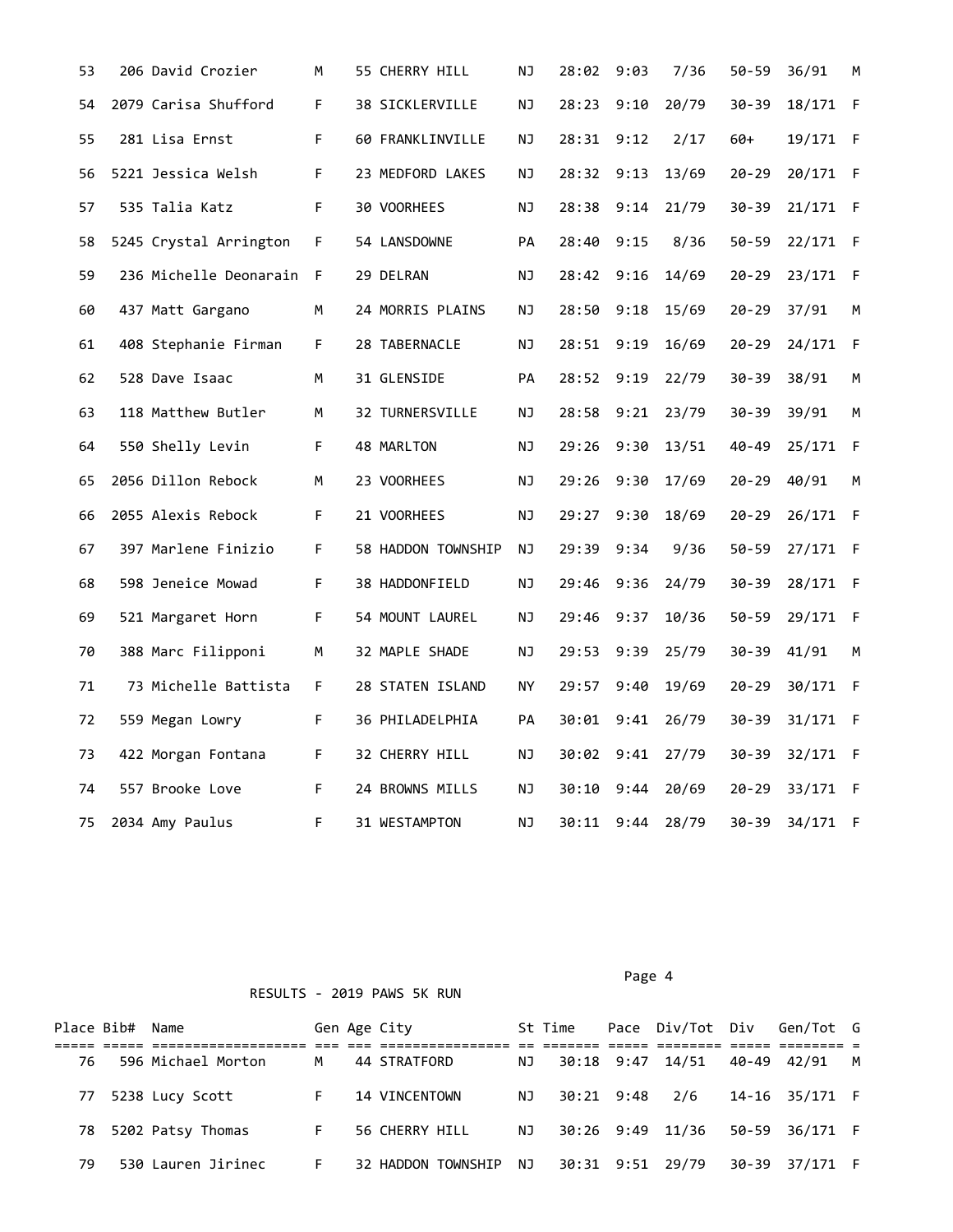| Place | Bib# | Name | Gen | Age | City | St | Time | Pace | Div/Tot | Div | Gen/Tot | G |
|---|---|---|---|---|---|---|---|---|---|---|---|---|
| 53 | 206 | David Crozier | M | 55 | CHERRY HILL | NJ | 28:02 | 9:03 | 7/36 | 50-59 | 36/91 | M |
| 54 | 2079 | Carisa Shufford | F | 38 | SICKLERVILLE | NJ | 28:23 | 9:10 | 20/79 | 30-39 | 18/171 | F |
| 55 | 281 | Lisa Ernst | F | 60 | FRANKLINVILLE | NJ | 28:31 | 9:12 | 2/17 | 60+ | 19/171 | F |
| 56 | 5221 | Jessica Welsh | F | 23 | MEDFORD LAKES | NJ | 28:32 | 9:13 | 13/69 | 20-29 | 20/171 | F |
| 57 | 535 | Talia Katz | F | 30 | VOORHEES | NJ | 28:38 | 9:14 | 21/79 | 30-39 | 21/171 | F |
| 58 | 5245 | Crystal Arrington | F | 54 | LANSDOWNE | PA | 28:40 | 9:15 | 8/36 | 50-59 | 22/171 | F |
| 59 | 236 | Michelle Deonarain | F | 29 | DELRAN | NJ | 28:42 | 9:16 | 14/69 | 20-29 | 23/171 | F |
| 60 | 437 | Matt Gargano | M | 24 | MORRIS PLAINS | NJ | 28:50 | 9:18 | 15/69 | 20-29 | 37/91 | M |
| 61 | 408 | Stephanie Firman | F | 28 | TABERNACLE | NJ | 28:51 | 9:19 | 16/69 | 20-29 | 24/171 | F |
| 62 | 528 | Dave Isaac | M | 31 | GLENSIDE | PA | 28:52 | 9:19 | 22/79 | 30-39 | 38/91 | M |
| 63 | 118 | Matthew Butler | M | 32 | TURNERSVILLE | NJ | 28:58 | 9:21 | 23/79 | 30-39 | 39/91 | M |
| 64 | 550 | Shelly Levin | F | 48 | MARLTON | NJ | 29:26 | 9:30 | 13/51 | 40-49 | 25/171 | F |
| 65 | 2056 | Dillon Rebock | M | 23 | VOORHEES | NJ | 29:26 | 9:30 | 17/69 | 20-29 | 40/91 | M |
| 66 | 2055 | Alexis Rebock | F | 21 | VOORHEES | NJ | 29:27 | 9:30 | 18/69 | 20-29 | 26/171 | F |
| 67 | 397 | Marlene Finizio | F | 58 | HADDON TOWNSHIP | NJ | 29:39 | 9:34 | 9/36 | 50-59 | 27/171 | F |
| 68 | 598 | Jeneice Mowad | F | 38 | HADDONFIELD | NJ | 29:46 | 9:36 | 24/79 | 30-39 | 28/171 | F |
| 69 | 521 | Margaret Horn | F | 54 | MOUNT LAUREL | NJ | 29:46 | 9:37 | 10/36 | 50-59 | 29/171 | F |
| 70 | 388 | Marc Filipponi | M | 32 | MAPLE SHADE | NJ | 29:53 | 9:39 | 25/79 | 30-39 | 41/91 | M |
| 71 | 73 | Michelle Battista | F | 28 | STATEN ISLAND | NY | 29:57 | 9:40 | 19/69 | 20-29 | 30/171 | F |
| 72 | 559 | Megan Lowry | F | 36 | PHILADELPHIA | PA | 30:01 | 9:41 | 26/79 | 30-39 | 31/171 | F |
| 73 | 422 | Morgan Fontana | F | 32 | CHERRY HILL | NJ | 30:02 | 9:41 | 27/79 | 30-39 | 32/171 | F |
| 74 | 557 | Brooke Love | F | 24 | BROWNS MILLS | NJ | 30:10 | 9:44 | 20/69 | 20-29 | 33/171 | F |
| 75 | 2034 | Amy Paulus | F | 31 | WESTAMPTON | NJ | 30:11 | 9:44 | 28/79 | 30-39 | 34/171 | F |

RESULTS - 2019 PAWS 5K RUN

| Place | Bib# | Name | Gen | Age | City | St | Time | Pace | Div/Tot | Div | Gen/Tot | G |
|---|---|---|---|---|---|---|---|---|---|---|---|---|
| 76 | 596 | Michael Morton | M | 44 | STRATFORD | NJ | 30:18 | 9:47 | 14/51 | 40-49 | 42/91 | M |
| 77 | 5238 | Lucy Scott | F | 14 | VINCENTOWN | NJ | 30:21 | 9:48 | 2/6 | 14-16 | 35/171 | F |
| 78 | 5202 | Patsy Thomas | F | 56 | CHERRY HILL | NJ | 30:26 | 9:49 | 11/36 | 50-59 | 36/171 | F |
| 79 | 530 | Lauren Jirinec | F | 32 | HADDON TOWNSHIP | NJ | 30:31 | 9:51 | 29/79 | 30-39 | 37/171 | F |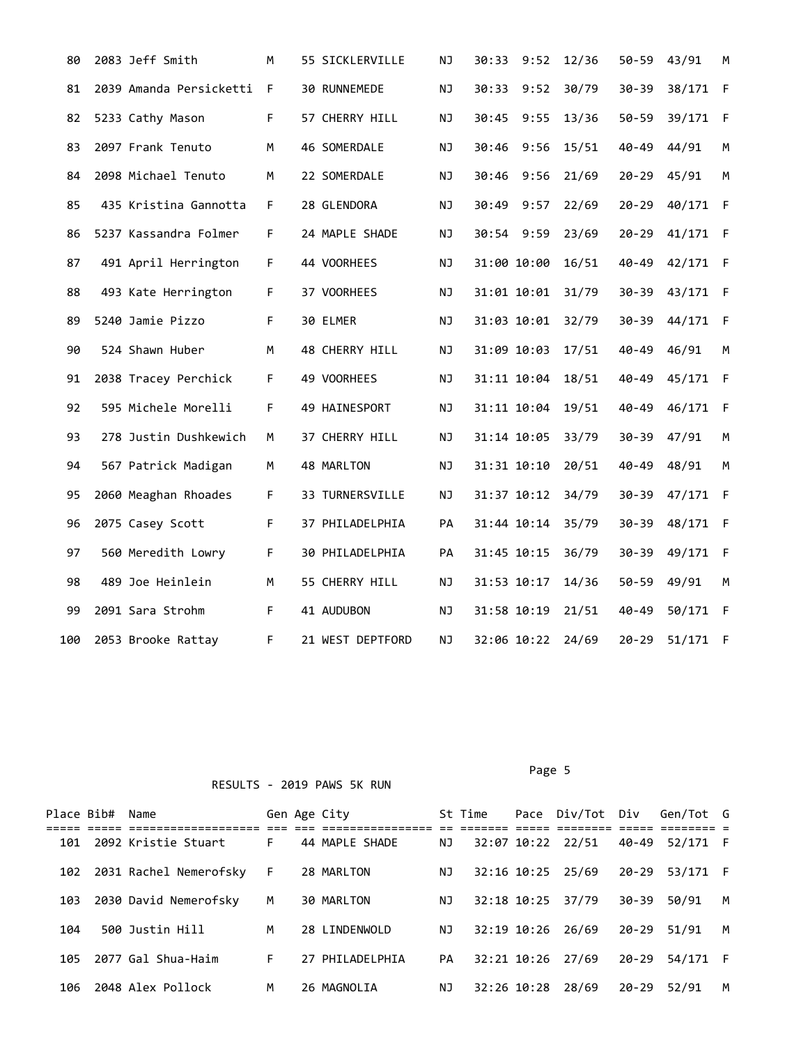| Place | Bib# | Name | Gen | Age | City | St | Time | Pace | Div/Tot | Div | Gen/Tot | G |
|---|---|---|---|---|---|---|---|---|---|---|---|---|
| 80 | 2083 | Jeff Smith | M | 55 | SICKLERVILLE | NJ | 30:33 | 9:52 | 12/36 | 50-59 | 43/91 | M |
| 81 | 2039 | Amanda Persicketti | F | 30 | RUNNEMEDE | NJ | 30:33 | 9:52 | 30/79 | 30-39 | 38/171 | F |
| 82 | 5233 | Cathy Mason | F | 57 | CHERRY HILL | NJ | 30:45 | 9:55 | 13/36 | 50-59 | 39/171 | F |
| 83 | 2097 | Frank Tenuto | M | 46 | SOMERDALE | NJ | 30:46 | 9:56 | 15/51 | 40-49 | 44/91 | M |
| 84 | 2098 | Michael Tenuto | M | 22 | SOMERDALE | NJ | 30:46 | 9:56 | 21/69 | 20-29 | 45/91 | M |
| 85 | 435 | Kristina Gannotta | F | 28 | GLENDORA | NJ | 30:49 | 9:57 | 22/69 | 20-29 | 40/171 | F |
| 86 | 5237 | Kassandra Folmer | F | 24 | MAPLE SHADE | NJ | 30:54 | 9:59 | 23/69 | 20-29 | 41/171 | F |
| 87 | 491 | April Herrington | F | 44 | VOORHEES | NJ | 31:00 | 10:00 | 16/51 | 40-49 | 42/171 | F |
| 88 | 493 | Kate Herrington | F | 37 | VOORHEES | NJ | 31:01 | 10:01 | 31/79 | 30-39 | 43/171 | F |
| 89 | 5240 | Jamie Pizzo | F | 30 | ELMER | NJ | 31:03 | 10:01 | 32/79 | 30-39 | 44/171 | F |
| 90 | 524 | Shawn Huber | M | 48 | CHERRY HILL | NJ | 31:09 | 10:03 | 17/51 | 40-49 | 46/91 | M |
| 91 | 2038 | Tracey Perchick | F | 49 | VOORHEES | NJ | 31:11 | 10:04 | 18/51 | 40-49 | 45/171 | F |
| 92 | 595 | Michele Morelli | F | 49 | HAINESPORT | NJ | 31:11 | 10:04 | 19/51 | 40-49 | 46/171 | F |
| 93 | 278 | Justin Dushkewich | M | 37 | CHERRY HILL | NJ | 31:14 | 10:05 | 33/79 | 30-39 | 47/91 | M |
| 94 | 567 | Patrick Madigan | M | 48 | MARLTON | NJ | 31:31 | 10:10 | 20/51 | 40-49 | 48/91 | M |
| 95 | 2060 | Meaghan Rhoades | F | 33 | TURNERSVILLE | NJ | 31:37 | 10:12 | 34/79 | 30-39 | 47/171 | F |
| 96 | 2075 | Casey Scott | F | 37 | PHILADELPHIA | PA | 31:44 | 10:14 | 35/79 | 30-39 | 48/171 | F |
| 97 | 560 | Meredith Lowry | F | 30 | PHILADELPHIA | PA | 31:45 | 10:15 | 36/79 | 30-39 | 49/171 | F |
| 98 | 489 | Joe Heinlein | M | 55 | CHERRY HILL | NJ | 31:53 | 10:17 | 14/36 | 50-59 | 49/91 | M |
| 99 | 2091 | Sara Strohm | F | 41 | AUDUBON | NJ | 31:58 | 10:19 | 21/51 | 40-49 | 50/171 | F |
| 100 | 2053 | Brooke Rattay | F | 21 | WEST DEPTFORD | NJ | 32:06 | 10:22 | 24/69 | 20-29 | 51/171 | F |

RESULTS - 2019 PAWS 5K RUN

| Place | Bib# | Name | Gen | Age | City | St | Time | Pace | Div/Tot | Div | Gen/Tot | G |
|---|---|---|---|---|---|---|---|---|---|---|---|---|
| 101 | 2092 | Kristie Stuart | F | 44 | MAPLE SHADE | NJ | 32:07 | 10:22 | 22/51 | 40-49 | 52/171 | F |
| 102 | 2031 | Rachel Nemerofsky | F | 28 | MARLTON | NJ | 32:16 | 10:25 | 25/69 | 20-29 | 53/171 | F |
| 103 | 2030 | David Nemerofsky | M | 30 | MARLTON | NJ | 32:18 | 10:25 | 37/79 | 30-39 | 50/91 | M |
| 104 | 500 | Justin Hill | M | 28 | LINDENWOLD | NJ | 32:19 | 10:26 | 26/69 | 20-29 | 51/91 | M |
| 105 | 2077 | Gal Shua-Haim | F | 27 | PHILADELPHIA | PA | 32:21 | 10:26 | 27/69 | 20-29 | 54/171 | F |
| 106 | 2048 | Alex Pollock | M | 26 | MAGNOLIA | NJ | 32:26 | 10:28 | 28/69 | 20-29 | 52/91 | M |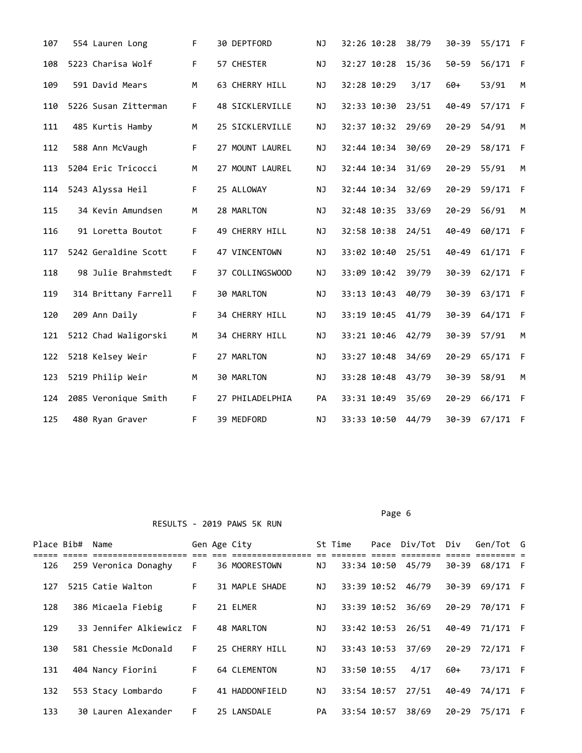| Place | Bib# | Name | Gen | Age | City | St | Time | Pace | Div/Tot | Div | Gen/Tot | G |
|---|---|---|---|---|---|---|---|---|---|---|---|---|
| 107 | 554 | Lauren Long | F | 30 | DEPTFORD | NJ | 32:26 | 10:28 | 38/79 | 30-39 | 55/171 | F |
| 108 | 5223 | Charisa Wolf | F | 57 | CHESTER | NJ | 32:27 | 10:28 | 15/36 | 50-59 | 56/171 | F |
| 109 | 591 | David Mears | M | 63 | CHERRY HILL | NJ | 32:28 | 10:29 | 3/17 | 60+ | 53/91 | M |
| 110 | 5226 | Susan Zitterman | F | 48 | SICKLERVILLE | NJ | 32:33 | 10:30 | 23/51 | 40-49 | 57/171 | F |
| 111 | 485 | Kurtis Hamby | M | 25 | SICKLERVILLE | NJ | 32:37 | 10:32 | 29/69 | 20-29 | 54/91 | M |
| 112 | 588 | Ann McVaugh | F | 27 | MOUNT LAUREL | NJ | 32:44 | 10:34 | 30/69 | 20-29 | 58/171 | F |
| 113 | 5204 | Eric Tricocci | M | 27 | MOUNT LAUREL | NJ | 32:44 | 10:34 | 31/69 | 20-29 | 55/91 | M |
| 114 | 5243 | Alyssa Heil | F | 25 | ALLOWAY | NJ | 32:44 | 10:34 | 32/69 | 20-29 | 59/171 | F |
| 115 | 34 | Kevin Amundsen | M | 28 | MARLTON | NJ | 32:48 | 10:35 | 33/69 | 20-29 | 56/91 | M |
| 116 | 91 | Loretta Boutot | F | 49 | CHERRY HILL | NJ | 32:58 | 10:38 | 24/51 | 40-49 | 60/171 | F |
| 117 | 5242 | Geraldine Scott | F | 47 | VINCENTOWN | NJ | 33:02 | 10:40 | 25/51 | 40-49 | 61/171 | F |
| 118 | 98 | Julie Brahmstedt | F | 37 | COLLINGSWOOD | NJ | 33:09 | 10:42 | 39/79 | 30-39 | 62/171 | F |
| 119 | 314 | Brittany Farrell | F | 30 | MARLTON | NJ | 33:13 | 10:43 | 40/79 | 30-39 | 63/171 | F |
| 120 | 209 | Ann Daily | F | 34 | CHERRY HILL | NJ | 33:19 | 10:45 | 41/79 | 30-39 | 64/171 | F |
| 121 | 5212 | Chad Waligorski | M | 34 | CHERRY HILL | NJ | 33:21 | 10:46 | 42/79 | 30-39 | 57/91 | M |
| 122 | 5218 | Kelsey Weir | F | 27 | MARLTON | NJ | 33:27 | 10:48 | 34/69 | 20-29 | 65/171 | F |
| 123 | 5219 | Philip Weir | M | 30 | MARLTON | NJ | 33:28 | 10:48 | 43/79 | 30-39 | 58/91 | M |
| 124 | 2085 | Veronique Smith | F | 27 | PHILADELPHIA | PA | 33:31 | 10:49 | 35/69 | 20-29 | 66/171 | F |
| 125 | 480 | Ryan Graver | F | 39 | MEDFORD | NJ | 33:33 | 10:50 | 44/79 | 30-39 | 67/171 | F |

RESULTS - 2019 PAWS 5K RUN

| Place | Bib# | Name | Gen | Age | City | St | Time | Pace | Div/Tot | Div | Gen/Tot | G |
|---|---|---|---|---|---|---|---|---|---|---|---|---|
| 126 | 259 | Veronica Donaghy | F | 36 | MOORESTOWN | NJ | 33:34 | 10:50 | 45/79 | 30-39 | 68/171 | F |
| 127 | 5215 | Catie Walton | F | 31 | MAPLE SHADE | NJ | 33:39 | 10:52 | 46/79 | 30-39 | 69/171 | F |
| 128 | 386 | Micaela Fiebig | F | 21 | ELMER | NJ | 33:39 | 10:52 | 36/69 | 20-29 | 70/171 | F |
| 129 | 33 | Jennifer Alkiewicz | F | 48 | MARLTON | NJ | 33:42 | 10:53 | 26/51 | 40-49 | 71/171 | F |
| 130 | 581 | Chessie McDonald | F | 25 | CHERRY HILL | NJ | 33:43 | 10:53 | 37/69 | 20-29 | 72/171 | F |
| 131 | 404 | Nancy Fiorini | F | 64 | CLEMENTON | NJ | 33:50 | 10:55 | 4/17 | 60+ | 73/171 | F |
| 132 | 553 | Stacy Lombardo | F | 41 | HADDONFIELD | NJ | 33:54 | 10:57 | 27/51 | 40-49 | 74/171 | F |
| 133 | 30 | Lauren Alexander | F | 25 | LANSDALE | PA | 33:54 | 10:57 | 38/69 | 20-29 | 75/171 | F |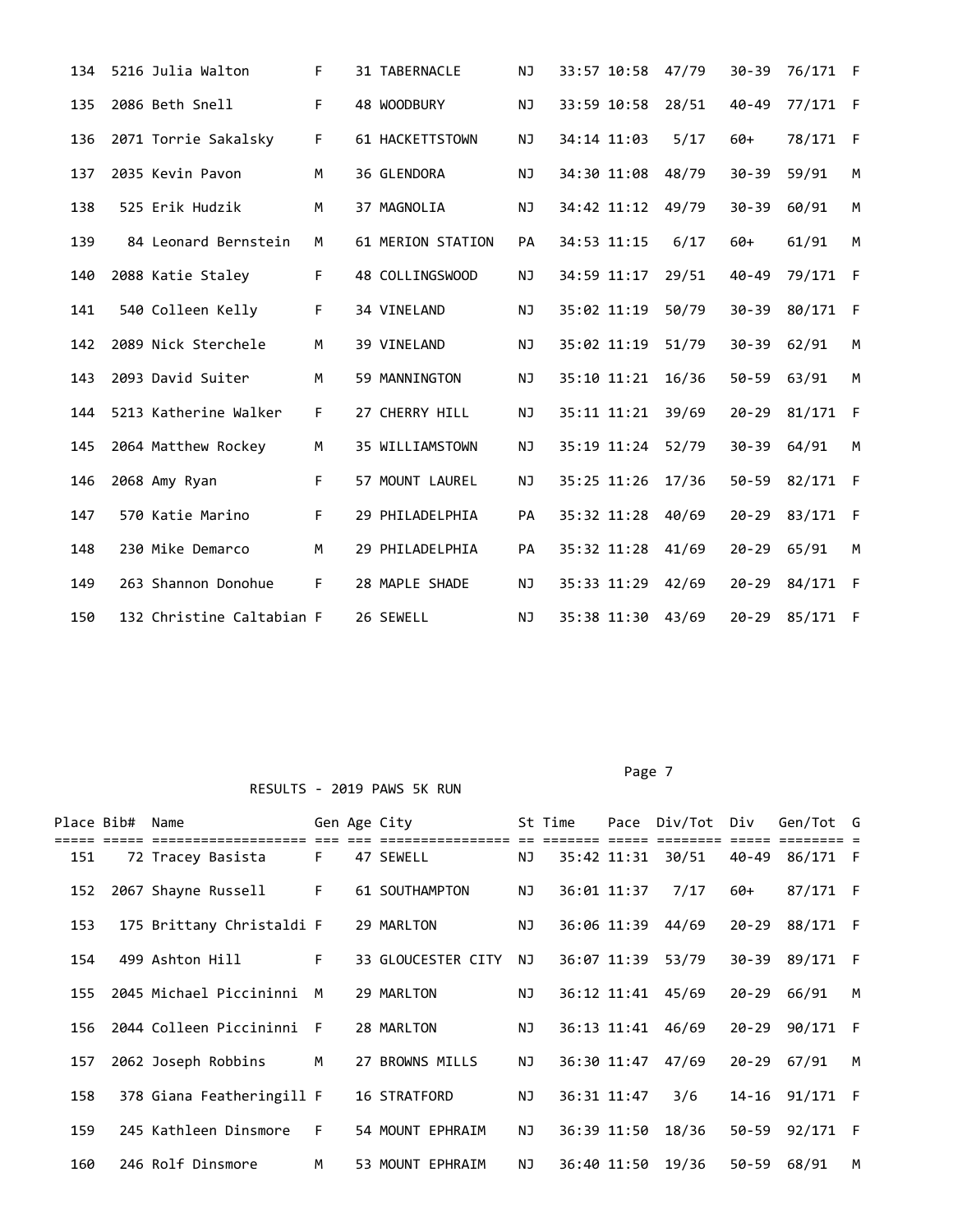| Place | Bib# | Name | Gen | Age | City | St | Time | Pace | Div/Tot | Div | Gen/Tot | G |
|---|---|---|---|---|---|---|---|---|---|---|---|---|
| 134 | 5216 | Julia Walton | F | 31 | TABERNACLE | NJ | 33:57 | 10:58 | 47/79 | 30-39 | 76/171 | F |
| 135 | 2086 | Beth Snell | F | 48 | WOODBURY | NJ | 33:59 | 10:58 | 28/51 | 40-49 | 77/171 | F |
| 136 | 2071 | Torrie Sakalsky | F | 61 | HACKETTSTOWN | NJ | 34:14 | 11:03 | 5/17 | 60+ | 78/171 | F |
| 137 | 2035 | Kevin Pavon | M | 36 | GLENDORA | NJ | 34:30 | 11:08 | 48/79 | 30-39 | 59/91 | M |
| 138 | 525 | Erik Hudzik | M | 37 | MAGNOLIA | NJ | 34:42 | 11:12 | 49/79 | 30-39 | 60/91 | M |
| 139 | 84 | Leonard Bernstein | M | 61 | MERION STATION | PA | 34:53 | 11:15 | 6/17 | 60+ | 61/91 | M |
| 140 | 2088 | Katie Staley | F | 48 | COLLINGSWOOD | NJ | 34:59 | 11:17 | 29/51 | 40-49 | 79/171 | F |
| 141 | 540 | Colleen Kelly | F | 34 | VINELAND | NJ | 35:02 | 11:19 | 50/79 | 30-39 | 80/171 | F |
| 142 | 2089 | Nick Sterchele | M | 39 | VINELAND | NJ | 35:02 | 11:19 | 51/79 | 30-39 | 62/91 | M |
| 143 | 2093 | David Suiter | M | 59 | MANNINGTON | NJ | 35:10 | 11:21 | 16/36 | 50-59 | 63/91 | M |
| 144 | 5213 | Katherine Walker | F | 27 | CHERRY HILL | NJ | 35:11 | 11:21 | 39/69 | 20-29 | 81/171 | F |
| 145 | 2064 | Matthew Rockey | M | 35 | WILLIAMSTOWN | NJ | 35:19 | 11:24 | 52/79 | 30-39 | 64/91 | M |
| 146 | 2068 | Amy Ryan | F | 57 | MOUNT LAUREL | NJ | 35:25 | 11:26 | 17/36 | 50-59 | 82/171 | F |
| 147 | 570 | Katie Marino | F | 29 | PHILADELPHIA | PA | 35:32 | 11:28 | 40/69 | 20-29 | 83/171 | F |
| 148 | 230 | Mike Demarco | M | 29 | PHILADELPHIA | PA | 35:32 | 11:28 | 41/69 | 20-29 | 65/91 | M |
| 149 | 263 | Shannon Donohue | F | 28 | MAPLE SHADE | NJ | 35:33 | 11:29 | 42/69 | 20-29 | 84/171 | F |
| 150 | 132 | Christine Caltabian | F | 26 | SEWELL | NJ | 35:38 | 11:30 | 43/69 | 20-29 | 85/171 | F |

RESULTS - 2019 PAWS 5K RUN

| Place | Bib# | Name | Gen | Age | City | St | Time | Pace | Div/Tot | Div | Gen/Tot | G |
|---|---|---|---|---|---|---|---|---|---|---|---|---|
| 151 | 72 | Tracey Basista | F | 47 | SEWELL | NJ | 35:42 | 11:31 | 30/51 | 40-49 | 86/171 | F |
| 152 | 2067 | Shayne Russell | F | 61 | SOUTHAMPTON | NJ | 36:01 | 11:37 | 7/17 | 60+ | 87/171 | F |
| 153 | 175 | Brittany Christaldi | F | 29 | MARLTON | NJ | 36:06 | 11:39 | 44/69 | 20-29 | 88/171 | F |
| 154 | 499 | Ashton Hill | F | 33 | GLOUCESTER CITY | NJ | 36:07 | 11:39 | 53/79 | 30-39 | 89/171 | F |
| 155 | 2045 | Michael Piccininni | M | 29 | MARLTON | NJ | 36:12 | 11:41 | 45/69 | 20-29 | 66/91 | M |
| 156 | 2044 | Colleen Piccininni | F | 28 | MARLTON | NJ | 36:13 | 11:41 | 46/69 | 20-29 | 90/171 | F |
| 157 | 2062 | Joseph Robbins | M | 27 | BROWNS MILLS | NJ | 36:30 | 11:47 | 47/69 | 20-29 | 67/91 | M |
| 158 | 378 | Giana Featheringill | F | 16 | STRATFORD | NJ | 36:31 | 11:47 | 3/6 | 14-16 | 91/171 | F |
| 159 | 245 | Kathleen Dinsmore | F | 54 | MOUNT EPHRAIM | NJ | 36:39 | 11:50 | 18/36 | 50-59 | 92/171 | F |
| 160 | 246 | Rolf Dinsmore | M | 53 | MOUNT EPHRAIM | NJ | 36:40 | 11:50 | 19/36 | 50-59 | 68/91 | M |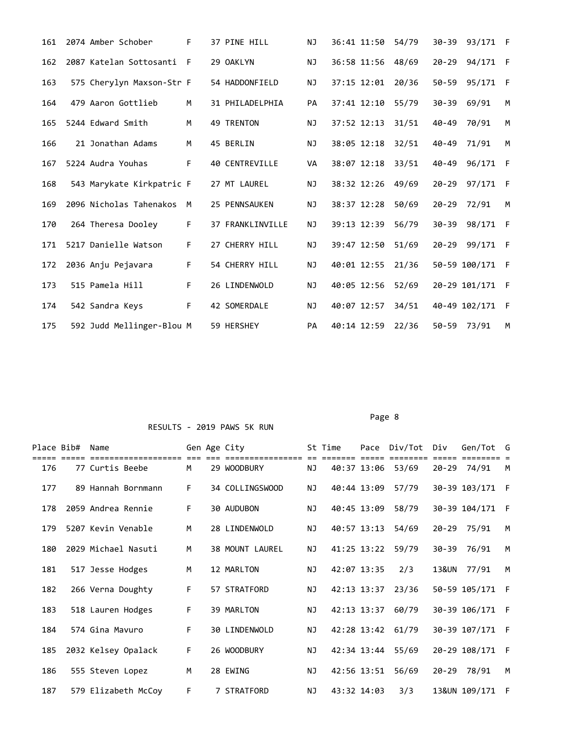| Place | Bib# | Name | Gen | Age | City | St | Time | Pace | Div/Tot | Div | Gen/Tot | G |
|---|---|---|---|---|---|---|---|---|---|---|---|---|
| 161 | 2074 | Amber Schober | F | 37 | PINE HILL | NJ | 36:41 | 11:50 | 54/79 | 30-39 | 93/171 | F |
| 162 | 2087 | Katelan Sottosanti | F | 29 | OAKLYN | NJ | 36:58 | 11:56 | 48/69 | 20-29 | 94/171 | F |
| 163 | 575 | Cherylyn Maxson-Str | F | 54 | HADDONFIELD | NJ | 37:15 | 12:01 | 20/36 | 50-59 | 95/171 | F |
| 164 | 479 | Aaron Gottlieb | M | 31 | PHILADELPHIA | PA | 37:41 | 12:10 | 55/79 | 30-39 | 69/91 | M |
| 165 | 5244 | Edward Smith | M | 49 | TRENTON | NJ | 37:52 | 12:13 | 31/51 | 40-49 | 70/91 | M |
| 166 | 21 | Jonathan Adams | M | 45 | BERLIN | NJ | 38:05 | 12:18 | 32/51 | 40-49 | 71/91 | M |
| 167 | 5224 | Audra Youhas | F | 40 | CENTREVILLE | VA | 38:07 | 12:18 | 33/51 | 40-49 | 96/171 | F |
| 168 | 543 | Marykate Kirkpatric | F | 27 | MT LAUREL | NJ | 38:32 | 12:26 | 49/69 | 20-29 | 97/171 | F |
| 169 | 2096 | Nicholas Tahenakos | M | 25 | PENNSAUKEN | NJ | 38:37 | 12:28 | 50/69 | 20-29 | 72/91 | M |
| 170 | 264 | Theresa Dooley | F | 37 | FRANKLINVILLE | NJ | 39:13 | 12:39 | 56/79 | 30-39 | 98/171 | F |
| 171 | 5217 | Danielle Watson | F | 27 | CHERRY HILL | NJ | 39:47 | 12:50 | 51/69 | 20-29 | 99/171 | F |
| 172 | 2036 | Anju Pejavara | F | 54 | CHERRY HILL | NJ | 40:01 | 12:55 | 21/36 | 50-59 | 100/171 | F |
| 173 | 515 | Pamela Hill | F | 26 | LINDENWOLD | NJ | 40:05 | 12:56 | 52/69 | 20-29 | 101/171 | F |
| 174 | 542 | Sandra Keys | F | 42 | SOMERDALE | NJ | 40:07 | 12:57 | 34/51 | 40-49 | 102/171 | F |
| 175 | 592 | Judd Mellinger-Blou | M | 59 | HERSHEY | PA | 40:14 | 12:59 | 22/36 | 50-59 | 73/91 | M |

RESULTS - 2019 PAWS 5K RUN

| Place | Bib# | Name | Gen | Age | City | St | Time | Pace | Div/Tot | Div | Gen/Tot | G |
|---|---|---|---|---|---|---|---|---|---|---|---|---|
| 176 | 77 | Curtis Beebe | M | 29 | WOODBURY | NJ | 40:37 | 13:06 | 53/69 | 20-29 | 74/91 | M |
| 177 | 89 | Hannah Bornmann | F | 34 | COLLINGSWOOD | NJ | 40:44 | 13:09 | 57/79 | 30-39 | 103/171 | F |
| 178 | 2059 | Andrea Rennie | F | 30 | AUDUBON | NJ | 40:45 | 13:09 | 58/79 | 30-39 | 104/171 | F |
| 179 | 5207 | Kevin Venable | M | 28 | LINDENWOLD | NJ | 40:57 | 13:13 | 54/69 | 20-29 | 75/91 | M |
| 180 | 2029 | Michael Nasuti | M | 38 | MOUNT LAUREL | NJ | 41:25 | 13:22 | 59/79 | 30-39 | 76/91 | M |
| 181 | 517 | Jesse Hodges | M | 12 | MARLTON | NJ | 42:07 | 13:35 | 2/3 | 13&UN | 77/91 | M |
| 182 | 266 | Verna Doughty | F | 57 | STRATFORD | NJ | 42:13 | 13:37 | 23/36 | 50-59 | 105/171 | F |
| 183 | 518 | Lauren Hodges | F | 39 | MARLTON | NJ | 42:13 | 13:37 | 60/79 | 30-39 | 106/171 | F |
| 184 | 574 | Gina Mavuro | F | 30 | LINDENWOLD | NJ | 42:28 | 13:42 | 61/79 | 30-39 | 107/171 | F |
| 185 | 2032 | Kelsey Opalack | F | 26 | WOODBURY | NJ | 42:34 | 13:44 | 55/69 | 20-29 | 108/171 | F |
| 186 | 555 | Steven Lopez | M | 28 | EWING | NJ | 42:56 | 13:51 | 56/69 | 20-29 | 78/91 | M |
| 187 | 579 | Elizabeth McCoy | F | 7 | STRATFORD | NJ | 43:32 | 14:03 | 3/3 | 13&UN | 109/171 | F |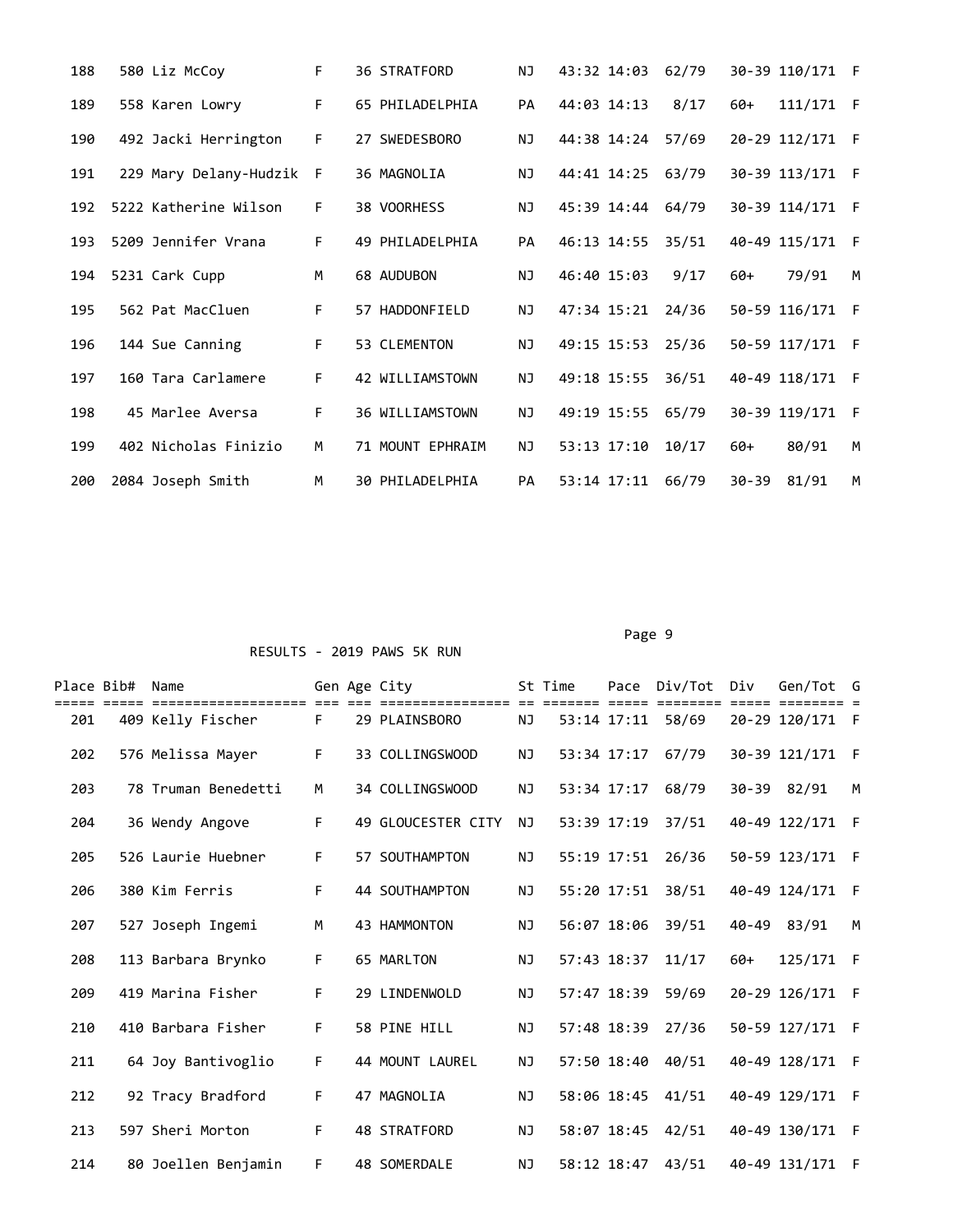| Place | Bib# | Name | Gen | Age | City | St | Time | Pace | Div/Tot | Div | Gen/Tot | G |
|---|---|---|---|---|---|---|---|---|---|---|---|---|
| 188 | 580 | Liz McCoy | F | 36 | STRATFORD | NJ | 43:32 | 14:03 | 62/79 | 30-39 | 110/171 | F |
| 189 | 558 | Karen Lowry | F | 65 | PHILADELPHIA | PA | 44:03 | 14:13 | 8/17 | 60+ | 111/171 | F |
| 190 | 492 | Jacki Herrington | F | 27 | SWEDESBORO | NJ | 44:38 | 14:24 | 57/69 | 20-29 | 112/171 | F |
| 191 | 229 | Mary Delany-Hudzik | F | 36 | MAGNOLIA | NJ | 44:41 | 14:25 | 63/79 | 30-39 | 113/171 | F |
| 192 | 5222 | Katherine Wilson | F | 38 | VOORHESS | NJ | 45:39 | 14:44 | 64/79 | 30-39 | 114/171 | F |
| 193 | 5209 | Jennifer Vrana | F | 49 | PHILADELPHIA | PA | 46:13 | 14:55 | 35/51 | 40-49 | 115/171 | F |
| 194 | 5231 | Cark Cupp | M | 68 | AUDUBON | NJ | 46:40 | 15:03 | 9/17 | 60+ | 79/91 | M |
| 195 | 562 | Pat MacCluen | F | 57 | HADDONFIELD | NJ | 47:34 | 15:21 | 24/36 | 50-59 | 116/171 | F |
| 196 | 144 | Sue Canning | F | 53 | CLEMENTON | NJ | 49:15 | 15:53 | 25/36 | 50-59 | 117/171 | F |
| 197 | 160 | Tara Carlamere | F | 42 | WILLIAMSTOWN | NJ | 49:18 | 15:55 | 36/51 | 40-49 | 118/171 | F |
| 198 | 45 | Marlee Aversa | F | 36 | WILLIAMSTOWN | NJ | 49:19 | 15:55 | 65/79 | 30-39 | 119/171 | F |
| 199 | 402 | Nicholas Finizio | M | 71 | MOUNT EPHRAIM | NJ | 53:13 | 17:10 | 10/17 | 60+ | 80/91 | M |
| 200 | 2084 | Joseph Smith | M | 30 | PHILADELPHIA | PA | 53:14 | 17:11 | 66/79 | 30-39 | 81/91 | M |

RESULTS - 2019 PAWS 5K RUN

| Place | Bib# | Name | Gen | Age | City | St | Time | Pace | Div/Tot | Div | Gen/Tot | G |
|---|---|---|---|---|---|---|---|---|---|---|---|---|
| 201 | 409 | Kelly Fischer | F | 29 | PLAINSBORO | NJ | 53:14 | 17:11 | 58/69 | 20-29 | 120/171 | F |
| 202 | 576 | Melissa Mayer | F | 33 | COLLINGSWOOD | NJ | 53:34 | 17:17 | 67/79 | 30-39 | 121/171 | F |
| 203 | 78 | Truman Benedetti | M | 34 | COLLINGSWOOD | NJ | 53:34 | 17:17 | 68/79 | 30-39 | 82/91 | M |
| 204 | 36 | Wendy Angove | F | 49 | GLOUCESTER CITY | NJ | 53:39 | 17:19 | 37/51 | 40-49 | 122/171 | F |
| 205 | 526 | Laurie Huebner | F | 57 | SOUTHAMPTON | NJ | 55:19 | 17:51 | 26/36 | 50-59 | 123/171 | F |
| 206 | 380 | Kim Ferris | F | 44 | SOUTHAMPTON | NJ | 55:20 | 17:51 | 38/51 | 40-49 | 124/171 | F |
| 207 | 527 | Joseph Ingemi | M | 43 | HAMMONTON | NJ | 56:07 | 18:06 | 39/51 | 40-49 | 83/91 | M |
| 208 | 113 | Barbara Brynko | F | 65 | MARLTON | NJ | 57:43 | 18:37 | 11/17 | 60+ | 125/171 | F |
| 209 | 419 | Marina Fisher | F | 29 | LINDENWOLD | NJ | 57:47 | 18:39 | 59/69 | 20-29 | 126/171 | F |
| 210 | 410 | Barbara Fisher | F | 58 | PINE HILL | NJ | 57:48 | 18:39 | 27/36 | 50-59 | 127/171 | F |
| 211 | 64 | Joy Bantivoglio | F | 44 | MOUNT LAUREL | NJ | 57:50 | 18:40 | 40/51 | 40-49 | 128/171 | F |
| 212 | 92 | Tracy Bradford | F | 47 | MAGNOLIA | NJ | 58:06 | 18:45 | 41/51 | 40-49 | 129/171 | F |
| 213 | 597 | Sheri Morton | F | 48 | STRATFORD | NJ | 58:07 | 18:45 | 42/51 | 40-49 | 130/171 | F |
| 214 | 80 | Joellen Benjamin | F | 48 | SOMERDALE | NJ | 58:12 | 18:47 | 43/51 | 40-49 | 131/171 | F |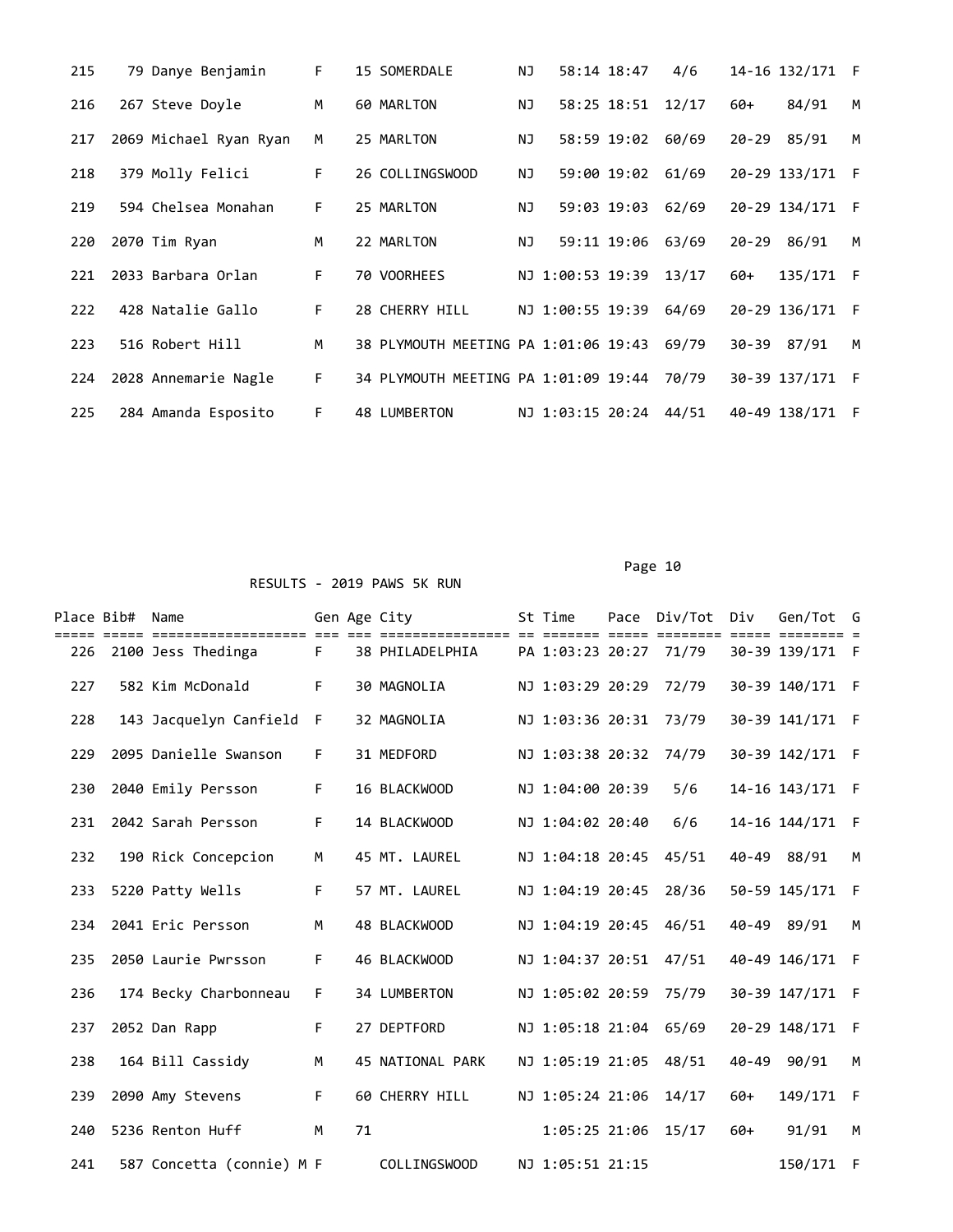| Place | Bib# | Name | Gen | Age | City | St | Time | Pace | Div/Tot | Div | Gen/Tot | G |
|---|---|---|---|---|---|---|---|---|---|---|---|---|
| 215 | 79 | Danye Benjamin | F | 15 | SOMERDALE | NJ | 58:14 | 18:47 | 4/6 | 14-16 | 132/171 | F |
| 216 | 267 | Steve Doyle | M | 60 | MARLTON | NJ | 58:25 | 18:51 | 12/17 | 60+ | 84/91 | M |
| 217 | 2069 | Michael Ryan Ryan | M | 25 | MARLTON | NJ | 58:59 | 19:02 | 60/69 | 20-29 | 85/91 | M |
| 218 | 379 | Molly Felici | F | 26 | COLLINGSWOOD | NJ | 59:00 | 19:02 | 61/69 | 20-29 | 133/171 | F |
| 219 | 594 | Chelsea Monahan | F | 25 | MARLTON | NJ | 59:03 | 19:03 | 62/69 | 20-29 | 134/171 | F |
| 220 | 2070 | Tim Ryan | M | 22 | MARLTON | NJ | 59:11 | 19:06 | 63/69 | 20-29 | 86/91 | M |
| 221 | 2033 | Barbara Orlan | F | 70 | VOORHEES | NJ | 1:00:53 | 19:39 | 13/17 | 60+ | 135/171 | F |
| 222 | 428 | Natalie Gallo | F | 28 | CHERRY HILL | NJ | 1:00:55 | 19:39 | 64/69 | 20-29 | 136/171 | F |
| 223 | 516 | Robert Hill | M | 38 | PLYMOUTH MEETING | PA | 1:01:06 | 19:43 | 69/79 | 30-39 | 87/91 | M |
| 224 | 2028 | Annemarie Nagle | F | 34 | PLYMOUTH MEETING | PA | 1:01:09 | 19:44 | 70/79 | 30-39 | 137/171 | F |
| 225 | 284 | Amanda Esposito | F | 48 | LUMBERTON | NJ | 1:03:15 | 20:24 | 44/51 | 40-49 | 138/171 | F |

RESULTS - 2019 PAWS 5K RUN

| Place | Bib# | Name | Gen | Age | City | St | Time | Pace | Div/Tot | Div | Gen/Tot | G |
|---|---|---|---|---|---|---|---|---|---|---|---|---|
| 226 | 2100 | Jess Thedinga | F | 38 | PHILADELPHIA | PA | 1:03:23 | 20:27 | 71/79 | 30-39 | 139/171 | F |
| 227 | 582 | Kim McDonald | F | 30 | MAGNOLIA | NJ | 1:03:29 | 20:29 | 72/79 | 30-39 | 140/171 | F |
| 228 | 143 | Jacquelyn Canfield | F | 32 | MAGNOLIA | NJ | 1:03:36 | 20:31 | 73/79 | 30-39 | 141/171 | F |
| 229 | 2095 | Danielle Swanson | F | 31 | MEDFORD | NJ | 1:03:38 | 20:32 | 74/79 | 30-39 | 142/171 | F |
| 230 | 2040 | Emily Persson | F | 16 | BLACKWOOD | NJ | 1:04:00 | 20:39 | 5/6 | 14-16 | 143/171 | F |
| 231 | 2042 | Sarah Persson | F | 14 | BLACKWOOD | NJ | 1:04:02 | 20:40 | 6/6 | 14-16 | 144/171 | F |
| 232 | 190 | Rick Concepcion | M | 45 | MT. LAUREL | NJ | 1:04:18 | 20:45 | 45/51 | 40-49 | 88/91 | M |
| 233 | 5220 | Patty Wells | F | 57 | MT. LAUREL | NJ | 1:04:19 | 20:45 | 28/36 | 50-59 | 145/171 | F |
| 234 | 2041 | Eric Persson | M | 48 | BLACKWOOD | NJ | 1:04:19 | 20:45 | 46/51 | 40-49 | 89/91 | M |
| 235 | 2050 | Laurie Pwrsson | F | 46 | BLACKWOOD | NJ | 1:04:37 | 20:51 | 47/51 | 40-49 | 146/171 | F |
| 236 | 174 | Becky Charbonneau | F | 34 | LUMBERTON | NJ | 1:05:02 | 20:59 | 75/79 | 30-39 | 147/171 | F |
| 237 | 2052 | Dan Rapp | F | 27 | DEPTFORD | NJ | 1:05:18 | 21:04 | 65/69 | 20-29 | 148/171 | F |
| 238 | 164 | Bill Cassidy | M | 45 | NATIONAL PARK | NJ | 1:05:19 | 21:05 | 48/51 | 40-49 | 90/91 | M |
| 239 | 2090 | Amy Stevens | F | 60 | CHERRY HILL | NJ | 1:05:24 | 21:06 | 14/17 | 60+ | 149/171 | F |
| 240 | 5236 | Renton Huff | M | 71 | | | 1:05:25 | 21:06 | 15/17 | 60+ | 91/91 | M |
| 241 | 587 | Concetta (connie) M | F | | COLLINGSWOOD | NJ | 1:05:51 | 21:15 | | | 150/171 | F |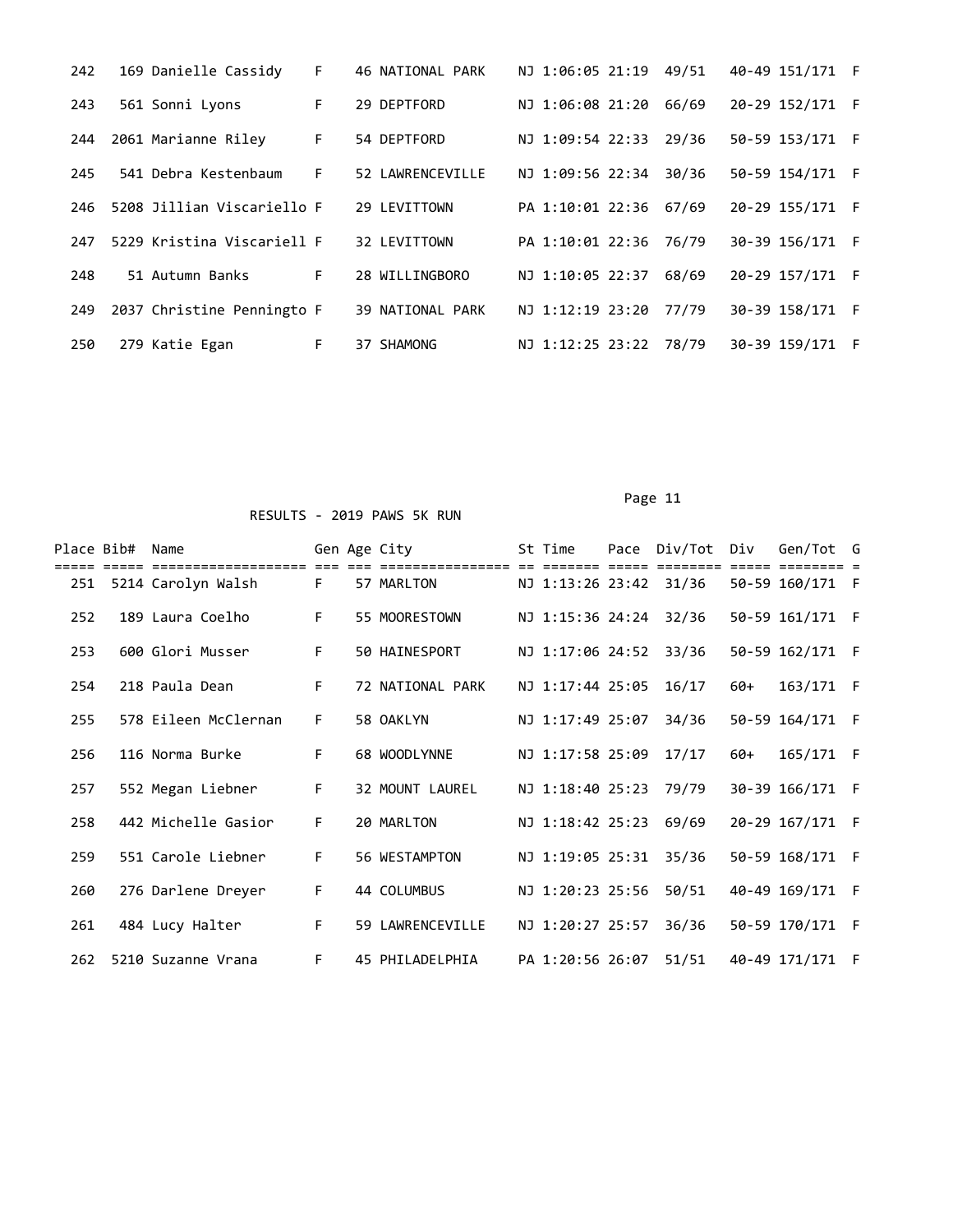| Place | Bib# | Name | Gen | Age | City | St | Time | Pace | Div/Tot | Div | Gen/Tot | G |
|---|---|---|---|---|---|---|---|---|---|---|---|---|
| 242 | 169 | Danielle Cassidy | F | 46 | NATIONAL PARK | NJ | 1:06:05 | 21:19 | 49/51 | 40-49 | 151/171 | F |
| 243 | 561 | Sonni Lyons | F | 29 | DEPTFORD | NJ | 1:06:08 | 21:20 | 66/69 | 20-29 | 152/171 | F |
| 244 | 2061 | Marianne Riley | F | 54 | DEPTFORD | NJ | 1:09:54 | 22:33 | 29/36 | 50-59 | 153/171 | F |
| 245 | 541 | Debra Kestenbaum | F | 52 | LAWRENCEVILLE | NJ | 1:09:56 | 22:34 | 30/36 | 50-59 | 154/171 | F |
| 246 | 5208 | Jillian Viscariello | F | 29 | LEVITTOWN | PA | 1:10:01 | 22:36 | 67/69 | 20-29 | 155/171 | F |
| 247 | 5229 | Kristina Viscariell | F | 32 | LEVITTOWN | PA | 1:10:01 | 22:36 | 76/79 | 30-39 | 156/171 | F |
| 248 | 51 | Autumn Banks | F | 28 | WILLINGBORO | NJ | 1:10:05 | 22:37 | 68/69 | 20-29 | 157/171 | F |
| 249 | 2037 | Christine Penningto | F | 39 | NATIONAL PARK | NJ | 1:12:19 | 23:20 | 77/79 | 30-39 | 158/171 | F |
| 250 | 279 | Katie Egan | F | 37 | SHAMONG | NJ | 1:12:25 | 23:22 | 78/79 | 30-39 | 159/171 | F |

RESULTS - 2019 PAWS 5K RUN

| Place | Bib# | Name | Gen | Age | City | St | Time | Pace | Div/Tot | Div | Gen/Tot | G |
|---|---|---|---|---|---|---|---|---|---|---|---|---|
| 251 | 5214 | Carolyn Walsh | F | 57 | MARLTON | NJ | 1:13:26 | 23:42 | 31/36 | 50-59 | 160/171 | F |
| 252 | 189 | Laura Coelho | F | 55 | MOORESTOWN | NJ | 1:15:36 | 24:24 | 32/36 | 50-59 | 161/171 | F |
| 253 | 600 | Glori Musser | F | 50 | HAINESPORT | NJ | 1:17:06 | 24:52 | 33/36 | 50-59 | 162/171 | F |
| 254 | 218 | Paula Dean | F | 72 | NATIONAL PARK | NJ | 1:17:44 | 25:05 | 16/17 | 60+ | 163/171 | F |
| 255 | 578 | Eileen McClernan | F | 58 | OAKLYN | NJ | 1:17:49 | 25:07 | 34/36 | 50-59 | 164/171 | F |
| 256 | 116 | Norma Burke | F | 68 | WOODLYNNE | NJ | 1:17:58 | 25:09 | 17/17 | 60+ | 165/171 | F |
| 257 | 552 | Megan Liebner | F | 32 | MOUNT LAUREL | NJ | 1:18:40 | 25:23 | 79/79 | 30-39 | 166/171 | F |
| 258 | 442 | Michelle Gasior | F | 20 | MARLTON | NJ | 1:18:42 | 25:23 | 69/69 | 20-29 | 167/171 | F |
| 259 | 551 | Carole Liebner | F | 56 | WESTAMPTON | NJ | 1:19:05 | 25:31 | 35/36 | 50-59 | 168/171 | F |
| 260 | 276 | Darlene Dreyer | F | 44 | COLUMBUS | NJ | 1:20:23 | 25:56 | 50/51 | 40-49 | 169/171 | F |
| 261 | 484 | Lucy Halter | F | 59 | LAWRENCEVILLE | NJ | 1:20:27 | 25:57 | 36/36 | 50-59 | 170/171 | F |
| 262 | 5210 | Suzanne Vrana | F | 45 | PHILADELPHIA | PA | 1:20:56 | 26:07 | 51/51 | 40-49 | 171/171 | F |